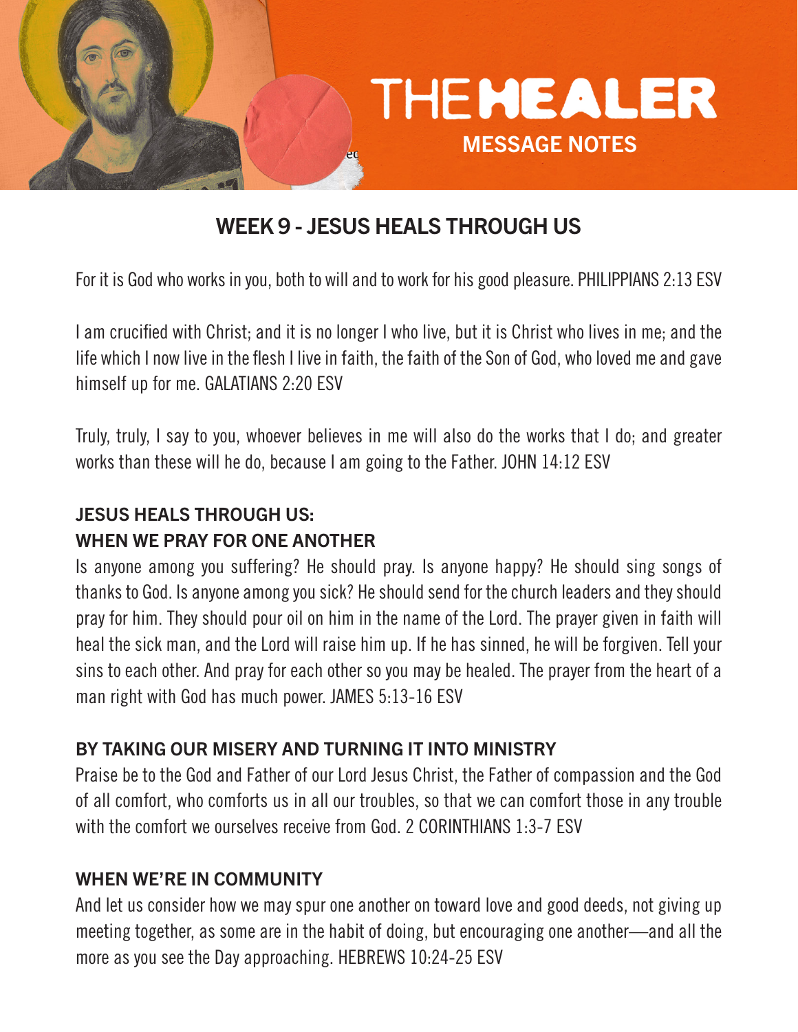# THE HEALER

MESSAGE NOTES

## WEEK 9 - JESUS HEALS THROUGH US

For it is God who works in you, both to will and to work for his good pleasure. PHILIPPIANS 2:13 ESV

I am crucified with Christ; and it is no longer I who live, but it is Christ who lives in me; and the life which I now live in the flesh I live in faith, the faith of the Son of God, who loved me and gave himself up for me. GALATIANS 2:20 ESV

Truly, truly, I say to you, whoever believes in me will also do the works that I do; and greater works than these will he do, because I am going to the Father. JOHN 14:12 ESV

### JESUS HEALS THROUGH US:

### WHEN WE PRAY FOR ONE ANOTHER

Is anyone among you suffering? He should pray. Is anyone happy? He should sing songs of thanks to God. Is anyone among you sick? He should send for the church leaders and they should pray for him. They should pour oil on him in the name of the Lord. The prayer given in faith will heal the sick man, and the Lord will raise him up. If he has sinned, he will be forgiven. Tell your sins to each other. And pray for each other so you may be healed. The prayer from the heart of a man right with God has much power. JAMES 5:13-16 ESV

### BY TAKING OUR MISERY AND TURNING IT INTO MINISTRY

Praise be to the God and Father of our Lord Jesus Christ, the Father of compassion and the God of all comfort, who comforts us in all our troubles, so that we can comfort those in any trouble with the comfort we ourselves receive from God. 2 CORINTHIANS 1:3-7 ESV

### WHEN WE'RE IN COMMUNITY

And let us consider how we may spur one another on toward love and good deeds, not giving up meeting together, as some are in the habit of doing, but encouraging one another—and all the more as you see the Day approaching. HEBREWS 10:24-25 ESV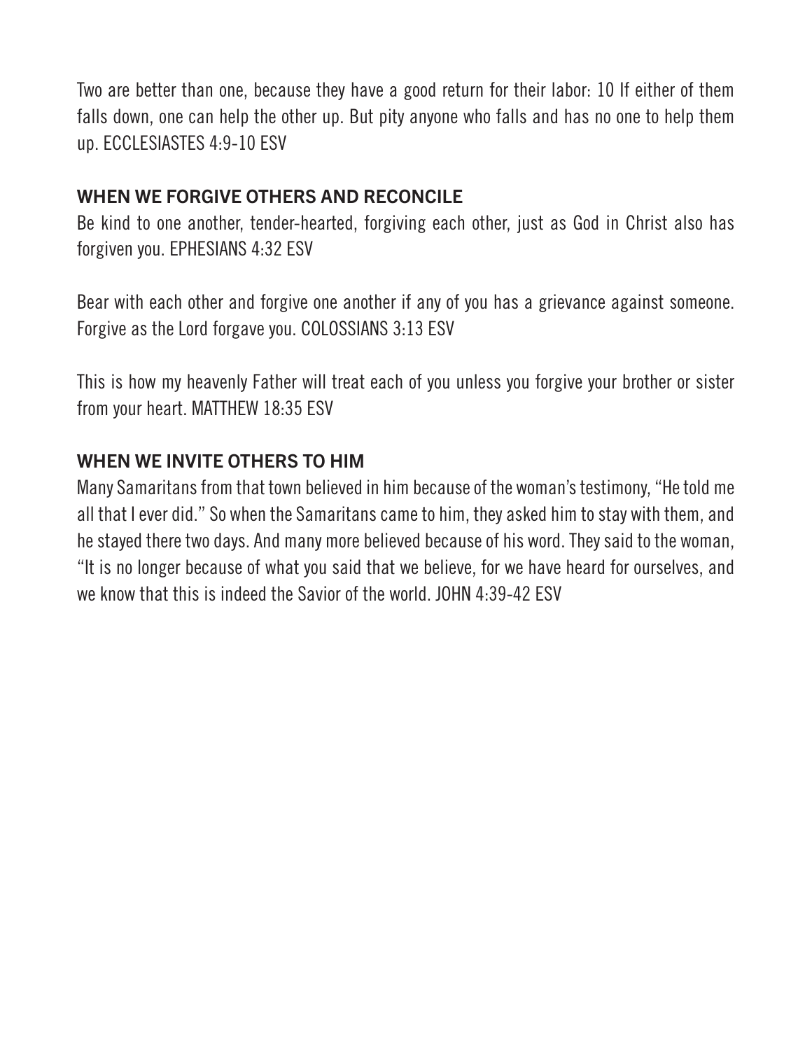Two are better than one, because they have a good return for their labor: 10 If either of them falls down, one can help the other up. But pity anyone who falls and has no one to help them up. ECCLESIASTES 4:9-10 ESV

## WHEN WE FORGIVE OTHERS AND RECONCILE

Be kind to one another, tender-hearted, forgiving each other, just as God in Christ also has forgiven you. EPHESIANS 4:32 ESV

Bear with each other and forgive one another if any of you has a grievance against someone. Forgive as the Lord forgave you. COLOSSIANS 3:13 ESV

This is how my heavenly Father will treat each of you unless you forgive your brother or sister from your heart. MATTHEW 18:35 ESV

## WHEN WE INVITE OTHERS TO HIM

Many Samaritans from that town believed in him because of the woman's testimony, "He told me all that I ever did." So when the Samaritans came to him, they asked him to stay with them, and he stayed there two days. And many more believed because of his word. They said to the woman, "It is no longer because of what you said that we believe, for we have heard for ourselves, and we know that this is indeed the Savior of the world. JOHN 4:39-42 ESV